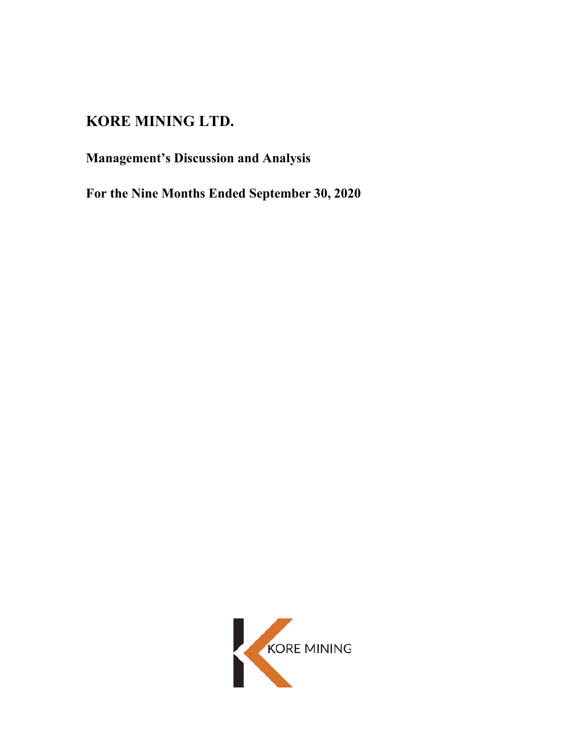# KORE MINING LTD.

## Management's Discussion and Analysis

## For the Nine Months Ended September 30, 2020

KORE MINING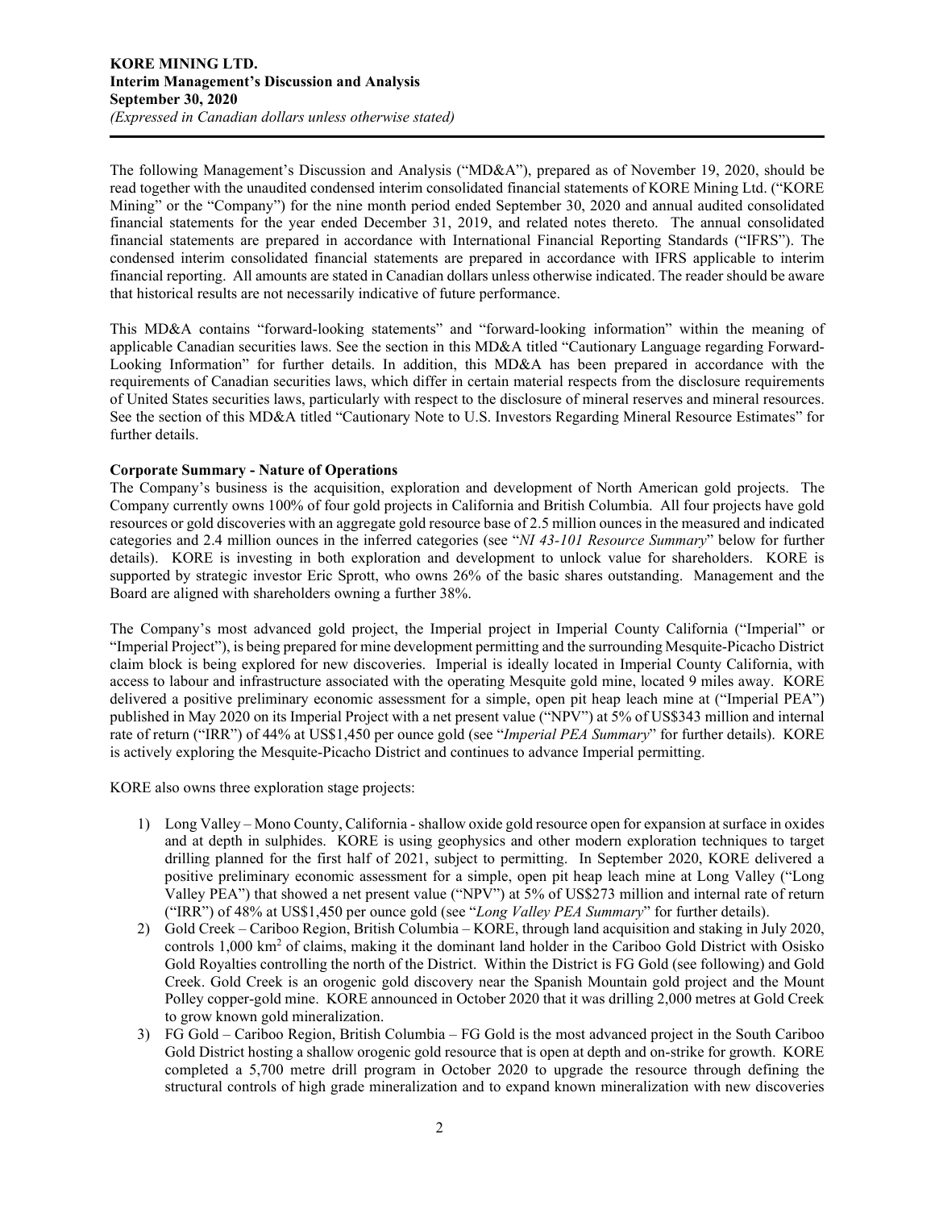The following Management's Discussion and Analysis ("MD&A"), prepared as of November 19, 2020, should be read together with the unaudited condensed interim consolidated financial statements of KORE Mining Ltd. ("KORE Mining" or the "Company") for the nine month period ended September 30, 2020 and annual audited consolidated financial statements for the year ended December 31, 2019, and related notes thereto. The annual consolidated financial statements are prepared in accordance with International Financial Reporting Standards ("IFRS"). The condensed interim consolidated financial statements are prepared in accordance with IFRS applicable to interim financial reporting. All amounts are stated in Canadian dollars unless otherwise indicated. The reader should be aware that historical results are not necessarily indicative of future performance.

This MD&A contains "forward-looking statements" and "forward-looking information" within the meaning of applicable Canadian securities laws. See the section in this MD&A titled "Cautionary Language regarding Forward-Looking Information" for further details. In addition, this MD&A has been prepared in accordance with the requirements of Canadian securities laws, which differ in certain material respects from the disclosure requirements of United States securities laws, particularly with respect to the disclosure of mineral reserves and mineral resources. See the section of this MD&A titled "Cautionary Note to U.S. Investors Regarding Mineral Resource Estimates" for further details.

**Corporate Summary - Nature of Operations**

The Company's business is the acquisition, exploration and development of North American gold projects. The Company currently owns 100% of four gold projects in California and British Columbia. All four projects have gold resources or gold discoveries with an aggregate gold resource base of 2.5 million ounces in the measured and indicated categories and 2.4 million ounces in the inferred categories (see "*NI 43-101 Resource Summary*" below for further details). KORE is investing in both exploration and development to unlock value for shareholders. KORE is supported by strategic investor Eric Sprott, who owns 26% of the basic shares outstanding. Management and the Board are aligned with shareholders owning a further 38%.

The Company's most advanced gold project, the Imperial project in Imperial County California ("Imperial" or "Imperial Project"), is being prepared for mine development permitting and the surrounding Mesquite-Picacho District claim block is being explored for new discoveries. Imperial is ideally located in Imperial County California, with access to labour and infrastructure associated with the operating Mesquite gold mine, located 9 miles away. KORE delivered a positive preliminary economic assessment for a simple, open pit heap leach mine at ("Imperial PEA") published in May 2020 on its Imperial Project with a net present value ("NPV") at 5% of US$343 million and internal rate of return ("IRR") of 44% at US$1,450 per ounce gold (see "*Imperial PEA Summary*" for further details). KORE is actively exploring the Mesquite-Picacho District and continues to advance Imperial permitting.

KORE also owns three exploration stage projects:

1) Long Valley – Mono County, California - shallow oxide gold resource open for expansion at surface in oxides and at depth in sulphides. KORE is using geophysics and other modern exploration techniques to target drilling planned for the first half of 2021, subject to permitting. In September 2020, KORE delivered a positive preliminary economic assessment for a simple, open pit heap leach mine at Long Valley ("Long Valley PEA") that showed a net present value ("NPV") at 5% of US$273 million and internal rate of return ("IRR") of 48% at US$1,450 per ounce gold (see "*Long Valley PEA Summary*" for further details).
2) Gold Creek – Cariboo Region, British Columbia – KORE, through land acquisition and staking in July 2020, controls 1,000 km$^2$ of claims, making it the dominant land holder in the Cariboo Gold District with Osisko Gold Royalties controlling the north of the District. Within the District is FG Gold (see following) and Gold Creek. Gold Creek is an orogenic gold discovery near the Spanish Mountain gold project and the Mount Polley copper-gold mine. KORE announced in October 2020 that it was drilling 2,000 metres at Gold Creek to grow known gold mineralization.
3) FG Gold – Cariboo Region, British Columbia – FG Gold is the most advanced project in the South Cariboo Gold District hosting a shallow orogenic gold resource that is open at depth and on-strike for growth. KORE completed a 5,700 metre drill program in October 2020 to upgrade the resource through defining the structural controls of high grade mineralization and to expand known mineralization with new discoveries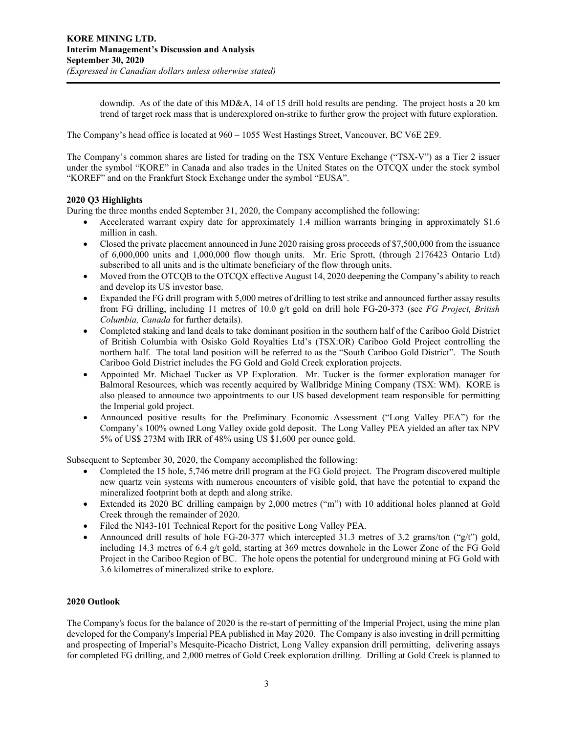downdip. As of the date of this MD&A, 14 of 15 drill hold results are pending. The project hosts a 20 km trend of target rock mass that is underexplored on-strike to further grow the project with future exploration.

The Company's head office is located at 960 – 1055 West Hastings Street, Vancouver, BC V6E 2E9.

The Company's common shares are listed for trading on the TSX Venture Exchange ("TSX-V") as a Tier 2 issuer under the symbol "KORE" in Canada and also trades in the United States on the OTCQX under the stock symbol "KOREF" and on the Frankfurt Stock Exchange under the symbol "EUSA".

**2020 Q3 Highlights**

During the three months ended September 31, 2020, the Company accomplished the following:

- Accelerated warrant expiry date for approximately 1.4 million warrants bringing in approximately $1.6 million in cash.
- Closed the private placement announced in June 2020 raising gross proceeds of $7,500,000 from the issuance of 6,000,000 units and 1,000,000 flow though units. Mr. Eric Sprott, (through 2176423 Ontario Ltd) subscribed to all units and is the ultimate beneficiary of the flow through units.
- Moved from the OTCQB to the OTCQX effective August 14, 2020 deepening the Company's ability to reach and develop its US investor base.
- Expanded the FG drill program with 5,000 metres of drilling to test strike and announced further assay results from FG drilling, including 11 metres of 10.0 g/t gold on drill hole FG-20-373 (see *FG Project, British Columbia, Canada* for further details).
- Completed staking and land deals to take dominant position in the southern half of the Cariboo Gold District of British Columbia with Osisko Gold Royalties Ltd's (TSX:OR) Cariboo Gold Project controlling the northern half. The total land position will be referred to as the "South Cariboo Gold District". The South Cariboo Gold District includes the FG Gold and Gold Creek exploration projects.
- Appointed Mr. Michael Tucker as VP Exploration. Mr. Tucker is the former exploration manager for Balmoral Resources, which was recently acquired by Wallbridge Mining Company (TSX: WM). KORE is also pleased to announce two appointments to our US based development team responsible for permitting the Imperial gold project.
- Announced positive results for the Preliminary Economic Assessment ("Long Valley PEA") for the Company's 100% owned Long Valley oxide gold deposit. The Long Valley PEA yielded an after tax NPV 5% of US$ 273M with IRR of 48% using US $1,600 per ounce gold.

Subsequent to September 30, 2020, the Company accomplished the following:

- Completed the 15 hole, 5,746 metre drill program at the FG Gold project. The Program discovered multiple new quartz vein systems with numerous encounters of visible gold, that have the potential to expand the mineralized footprint both at depth and along strike.
- Extended its 2020 BC drilling campaign by 2,000 metres ("m") with 10 additional holes planned at Gold Creek through the remainder of 2020.
- Filed the NI43-101 Technical Report for the positive Long Valley PEA.
- Announced drill results of hole FG-20-377 which intercepted 31.3 metres of 3.2 grams/ton ("g/t") gold, including 14.3 metres of 6.4 g/t gold, starting at 369 metres downhole in the Lower Zone of the FG Gold Project in the Cariboo Region of BC. The hole opens the potential for underground mining at FG Gold with 3.6 kilometres of mineralized strike to explore.

**2020 Outlook**

The Company's focus for the balance of 2020 is the re-start of permitting of the Imperial Project, using the mine plan developed for the Company's Imperial PEA published in May 2020. The Company is also investing in drill permitting and prospecting of Imperial's Mesquite-Picacho District, Long Valley expansion drill permitting, delivering assays for completed FG drilling, and 2,000 metres of Gold Creek exploration drilling. Drilling at Gold Creek is planned to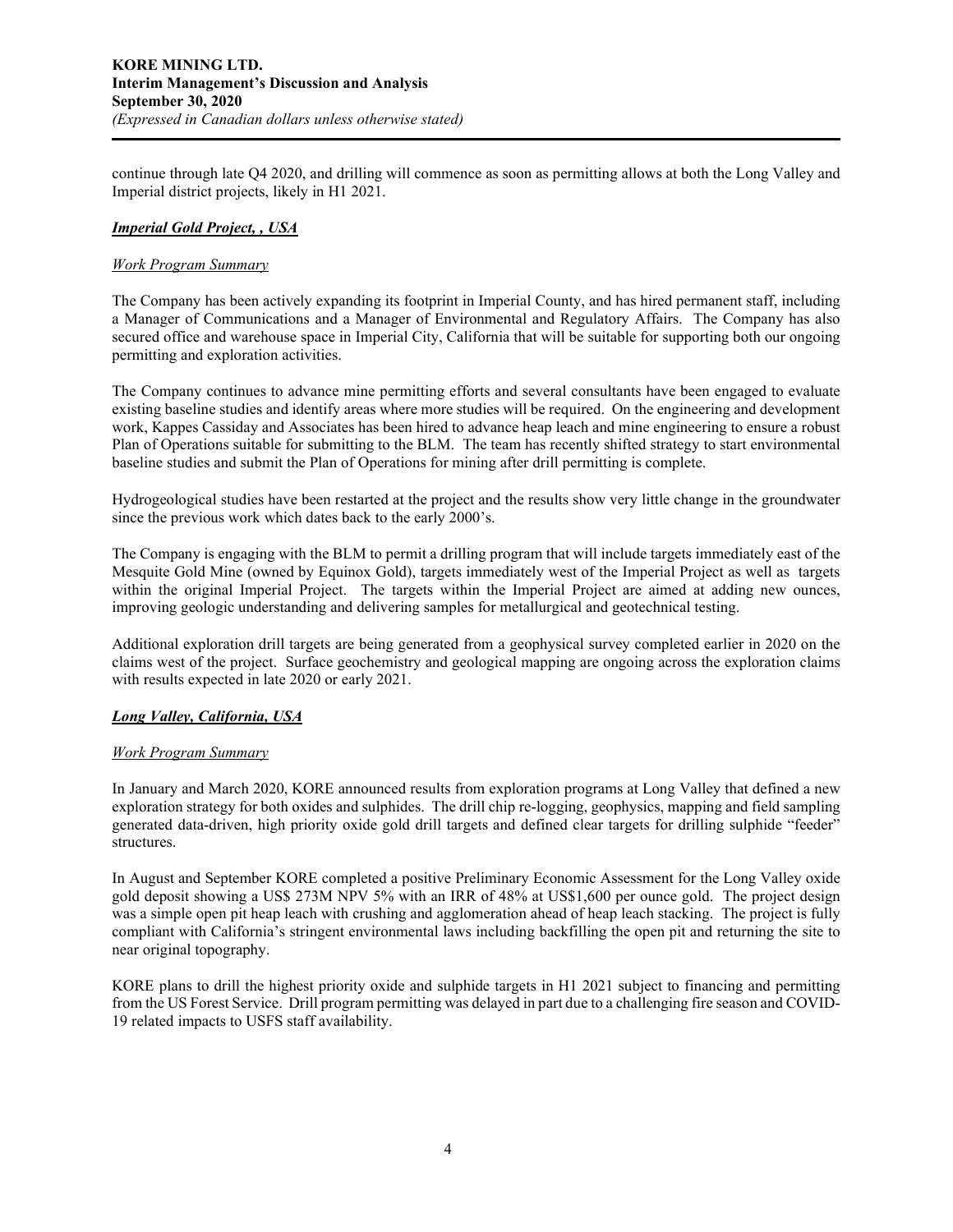continue through late Q4 2020, and drilling will commence as soon as permitting allows at both the Long Valley and Imperial district projects, likely in H1 2021.

### ***Imperial Gold Project, , USA***

*Work Program Summary*

The Company has been actively expanding its footprint in Imperial County, and has hired permanent staff, including a Manager of Communications and a Manager of Environmental and Regulatory Affairs. The Company has also secured office and warehouse space in Imperial City, California that will be suitable for supporting both our ongoing permitting and exploration activities.

The Company continues to advance mine permitting efforts and several consultants have been engaged to evaluate existing baseline studies and identify areas where more studies will be required. On the engineering and development work, Kappes Cassiday and Associates has been hired to advance heap leach and mine engineering to ensure a robust Plan of Operations suitable for submitting to the BLM. The team has recently shifted strategy to start environmental baseline studies and submit the Plan of Operations for mining after drill permitting is complete.

Hydrogeological studies have been restarted at the project and the results show very little change in the groundwater since the previous work which dates back to the early 2000's.

The Company is engaging with the BLM to permit a drilling program that will include targets immediately east of the Mesquite Gold Mine (owned by Equinox Gold), targets immediately west of the Imperial Project as well as targets within the original Imperial Project. The targets within the Imperial Project are aimed at adding new ounces, improving geologic understanding and delivering samples for metallurgical and geotechnical testing.

Additional exploration drill targets are being generated from a geophysical survey completed earlier in 2020 on the claims west of the project. Surface geochemistry and geological mapping are ongoing across the exploration claims with results expected in late 2020 or early 2021.

### ***Long Valley, California, USA***

*Work Program Summary*

In January and March 2020, KORE announced results from exploration programs at Long Valley that defined a new exploration strategy for both oxides and sulphides. The drill chip re-logging, geophysics, mapping and field sampling generated data-driven, high priority oxide gold drill targets and defined clear targets for drilling sulphide "feeder" structures.

In August and September KORE completed a positive Preliminary Economic Assessment for the Long Valley oxide gold deposit showing a US$ 273M NPV 5% with an IRR of 48% at US$1,600 per ounce gold. The project design was a simple open pit heap leach with crushing and agglomeration ahead of heap leach stacking. The project is fully compliant with California's stringent environmental laws including backfilling the open pit and returning the site to near original topography.

KORE plans to drill the highest priority oxide and sulphide targets in H1 2021 subject to financing and permitting from the US Forest Service. Drill program permitting was delayed in part due to a challenging fire season and COVID-19 related impacts to USFS staff availability.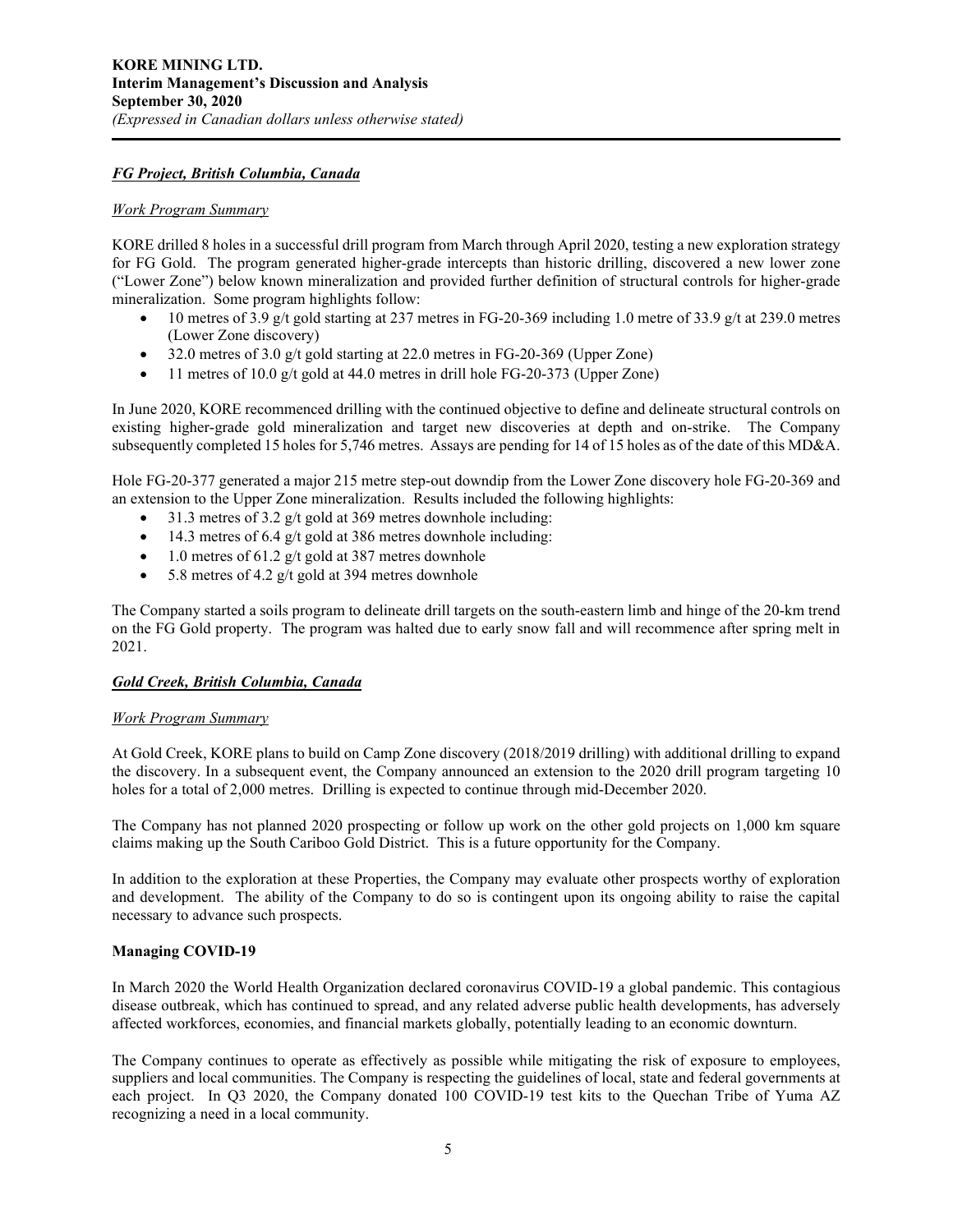### ***FG Project, British Columbia, Canada***

*Work Program Summary*

KORE drilled 8 holes in a successful drill program from March through April 2020, testing a new exploration strategy for FG Gold. The program generated higher-grade intercepts than historic drilling, discovered a new lower zone ("Lower Zone") below known mineralization and provided further definition of structural controls for higher-grade mineralization. Some program highlights follow:

- 10 metres of 3.9 g/t gold starting at 237 metres in FG-20-369 including 1.0 metre of 33.9 g/t at 239.0 metres (Lower Zone discovery)
- 32.0 metres of 3.0 g/t gold starting at 22.0 metres in FG-20-369 (Upper Zone)
- 11 metres of 10.0 g/t gold at 44.0 metres in drill hole FG-20-373 (Upper Zone)

In June 2020, KORE recommenced drilling with the continued objective to define and delineate structural controls on existing higher-grade gold mineralization and target new discoveries at depth and on-strike. The Company subsequently completed 15 holes for 5,746 metres. Assays are pending for 14 of 15 holes as of the date of this MD&A.

Hole FG-20-377 generated a major 215 metre step-out downdip from the Lower Zone discovery hole FG-20-369 and an extension to the Upper Zone mineralization. Results included the following highlights:

- 31.3 metres of 3.2 g/t gold at 369 metres downhole including:
- 14.3 metres of 6.4 g/t gold at 386 metres downhole including:
- 1.0 metres of 61.2 g/t gold at 387 metres downhole
- 5.8 metres of 4.2 g/t gold at 394 metres downhole

The Company started a soils program to delineate drill targets on the south-eastern limb and hinge of the 20-km trend on the FG Gold property. The program was halted due to early snow fall and will recommence after spring melt in 2021.

### ***Gold Creek, British Columbia, Canada***

*Work Program Summary*

At Gold Creek, KORE plans to build on Camp Zone discovery (2018/2019 drilling) with additional drilling to expand the discovery. In a subsequent event, the Company announced an extension to the 2020 drill program targeting 10 holes for a total of 2,000 metres. Drilling is expected to continue through mid-December 2020.

The Company has not planned 2020 prospecting or follow up work on the other gold projects on 1,000 km square claims making up the South Cariboo Gold District. This is a future opportunity for the Company.

In addition to the exploration at these Properties, the Company may evaluate other prospects worthy of exploration and development. The ability of the Company to do so is contingent upon its ongoing ability to raise the capital necessary to advance such prospects.

### **Managing COVID-19**

In March 2020 the World Health Organization declared coronavirus COVID-19 a global pandemic. This contagious disease outbreak, which has continued to spread, and any related adverse public health developments, has adversely affected workforces, economies, and financial markets globally, potentially leading to an economic downturn.

The Company continues to operate as effectively as possible while mitigating the risk of exposure to employees, suppliers and local communities. The Company is respecting the guidelines of local, state and federal governments at each project. In Q3 2020, the Company donated 100 COVID-19 test kits to the Quechan Tribe of Yuma AZ recognizing a need in a local community.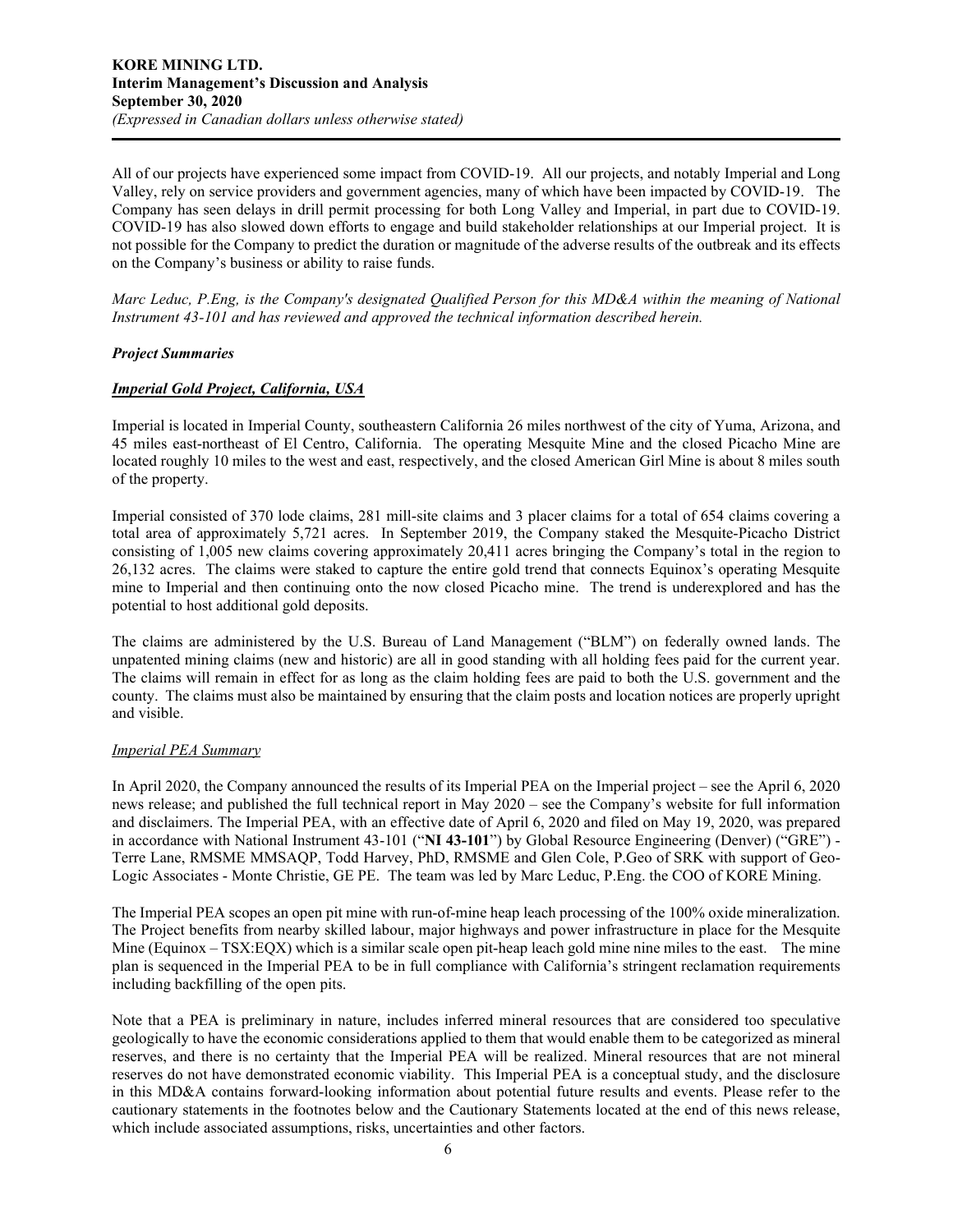All of our projects have experienced some impact from COVID-19. All our projects, and notably Imperial and Long Valley, rely on service providers and government agencies, many of which have been impacted by COVID-19. The Company has seen delays in drill permit processing for both Long Valley and Imperial, in part due to COVID-19. COVID-19 has also slowed down efforts to engage and build stakeholder relationships at our Imperial project. It is not possible for the Company to predict the duration or magnitude of the adverse results of the outbreak and its effects on the Company's business or ability to raise funds.

*Marc Leduc, P.Eng, is the Company's designated Qualified Person for this MD&A within the meaning of National Instrument 43-101 and has reviewed and approved the technical information described herein.*

***Project Summaries***

***Imperial Gold Project, California, USA***

Imperial is located in Imperial County, southeastern California 26 miles northwest of the city of Yuma, Arizona, and 45 miles east-northeast of El Centro, California. The operating Mesquite Mine and the closed Picacho Mine are located roughly 10 miles to the west and east, respectively, and the closed American Girl Mine is about 8 miles south of the property.

Imperial consisted of 370 lode claims, 281 mill-site claims and 3 placer claims for a total of 654 claims covering a total area of approximately 5,721 acres. In September 2019, the Company staked the Mesquite-Picacho District consisting of 1,005 new claims covering approximately 20,411 acres bringing the Company's total in the region to 26,132 acres. The claims were staked to capture the entire gold trend that connects Equinox's operating Mesquite mine to Imperial and then continuing onto the now closed Picacho mine. The trend is underexplored and has the potential to host additional gold deposits.

The claims are administered by the U.S. Bureau of Land Management ("BLM") on federally owned lands. The unpatented mining claims (new and historic) are all in good standing with all holding fees paid for the current year. The claims will remain in effect for as long as the claim holding fees are paid to both the U.S. government and the county. The claims must also be maintained by ensuring that the claim posts and location notices are properly upright and visible.

*Imperial PEA Summary*

In April 2020, the Company announced the results of its Imperial PEA on the Imperial project – see the April 6, 2020 news release; and published the full technical report in May 2020 – see the Company's website for full information and disclaimers. The Imperial PEA, with an effective date of April 6, 2020 and filed on May 19, 2020, was prepared in accordance with National Instrument 43-101 ("**NI 43-101**") by Global Resource Engineering (Denver) ("GRE") - Terre Lane, RMSME MMSAQP, Todd Harvey, PhD, RMSME and Glen Cole, P.Geo of SRK with support of Geo-Logic Associates - Monte Christie, GE PE. The team was led by Marc Leduc, P.Eng. the COO of KORE Mining.

The Imperial PEA scopes an open pit mine with run-of-mine heap leach processing of the 100% oxide mineralization. The Project benefits from nearby skilled labour, major highways and power infrastructure in place for the Mesquite Mine (Equinox – TSX:EQX) which is a similar scale open pit-heap leach gold mine nine miles to the east. The mine plan is sequenced in the Imperial PEA to be in full compliance with California's stringent reclamation requirements including backfilling of the open pits.

Note that a PEA is preliminary in nature, includes inferred mineral resources that are considered too speculative geologically to have the economic considerations applied to them that would enable them to be categorized as mineral reserves, and there is no certainty that the Imperial PEA will be realized. Mineral resources that are not mineral reserves do not have demonstrated economic viability. This Imperial PEA is a conceptual study, and the disclosure in this MD&A contains forward-looking information about potential future results and events. Please refer to the cautionary statements in the footnotes below and the Cautionary Statements located at the end of this news release, which include associated assumptions, risks, uncertainties and other factors.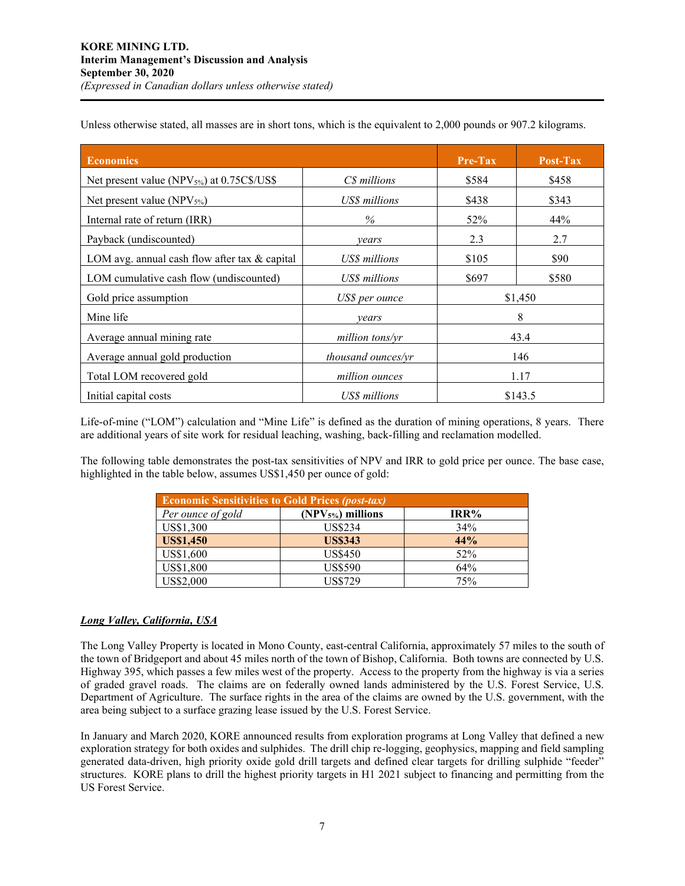Unless otherwise stated, all masses are in short tons, which is the equivalent to 2,000 pounds or 907.2 kilograms.

| Economics | | Pre-Tax | Post-Tax |
|---|---|---|---|
| Net present value ($NPV_{5\%}$) at 0.75C$/US$ | *C$ millions* | $584 | $458 |
| Net present value ($NPV_{5\%}$) | *US$ millions* | $438 | $343 |
| Internal rate of return (IRR) | *%* | 52% | 44% |
| Payback (undiscounted) | *years* | 2.3 | 2.7 |
| LOM avg. annual cash flow after tax & capital | *US$ millions* | $105 | $90 |
| LOM cumulative cash flow (undiscounted) | *US$ millions* | $697 | $580 |
| Gold price assumption | *US$ per ounce* | $1,450 | |
| Mine life | *years* | 8 | |
| Average annual mining rate | *million tons/yr* | 43.4 | |
| Average annual gold production | *thousand ounces/yr* | 146 | |
| Total LOM recovered gold | *million ounces* | 1.17 | |
| Initial capital costs | *US$ millions* | $143.5 | |

Life-of-mine ("LOM") calculation and "Mine Life" is defined as the duration of mining operations, 8 years. There are additional years of site work for residual leaching, washing, back-filling and reclamation modelled.

The following table demonstrates the post-tax sensitivities of NPV and IRR to gold price per ounce. The base case, highlighted in the table below, assumes US$1,450 per ounce of gold:

| Economic Sensitivities to Gold Prices *(post-tax)* | | |
|---|---|---|
| *Per ounce of gold* | **($NPV_{5\%}$) millions** | **IRR%** |
| US$1,300 | US$234 | 34% |
| **US$1,450** | **US$343** | **44%** |
| US$1,600 | US$450 | 52% |
| US$1,800 | US$590 | 64% |
| US$2,000 | US$729 | 75% |

***Long Valley, California, USA***

The Long Valley Property is located in Mono County, east-central California, approximately 57 miles to the south of the town of Bridgeport and about 45 miles north of the town of Bishop, California. Both towns are connected by U.S. Highway 395, which passes a few miles west of the property. Access to the property from the highway is via a series of graded gravel roads. The claims are on federally owned lands administered by the U.S. Forest Service, U.S. Department of Agriculture. The surface rights in the area of the claims are owned by the U.S. government, with the area being subject to a surface grazing lease issued by the U.S. Forest Service.

In January and March 2020, KORE announced results from exploration programs at Long Valley that defined a new exploration strategy for both oxides and sulphides. The drill chip re-logging, geophysics, mapping and field sampling generated data-driven, high priority oxide gold drill targets and defined clear targets for drilling sulphide "feeder" structures. KORE plans to drill the highest priority targets in H1 2021 subject to financing and permitting from the US Forest Service.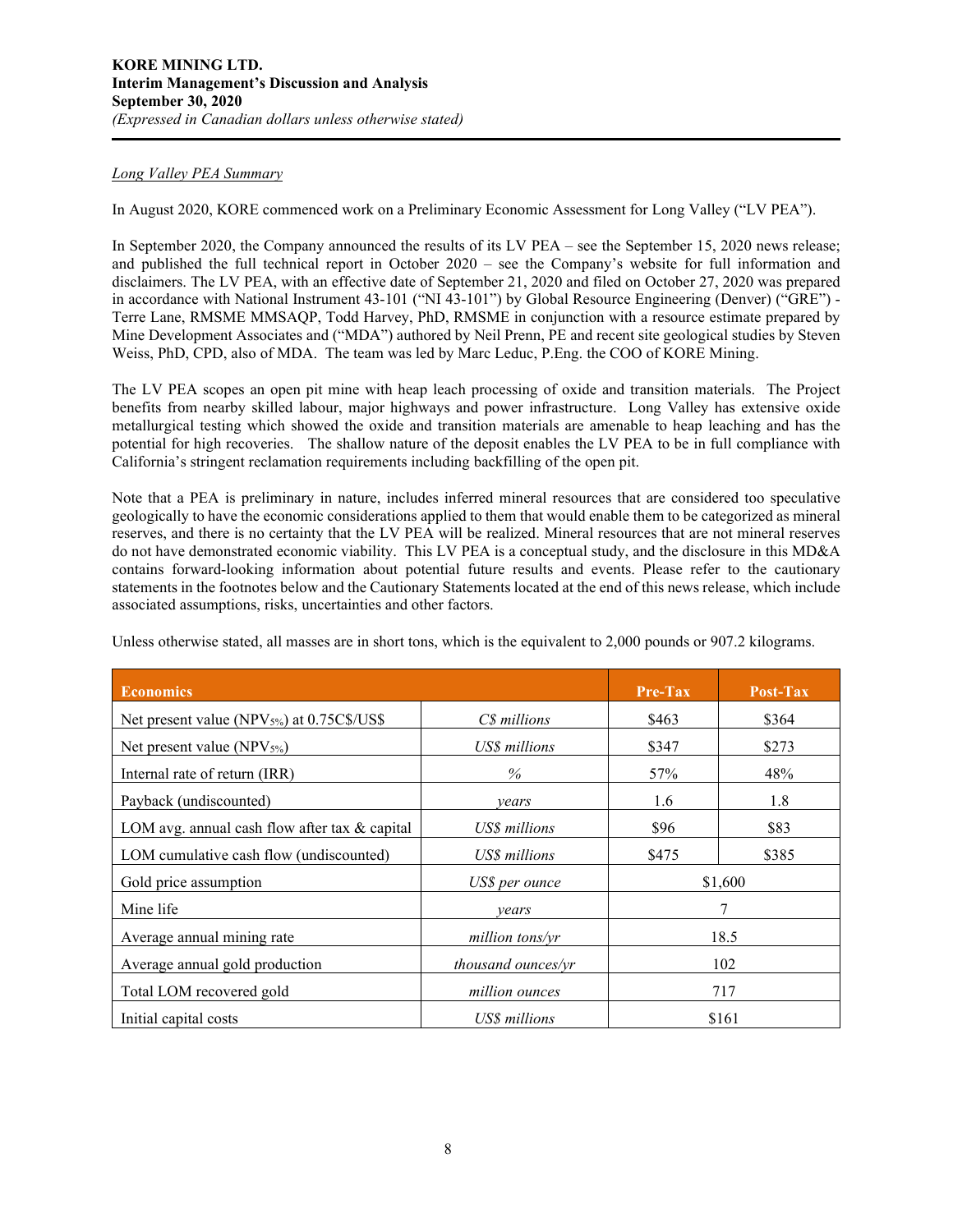*Long Valley PEA Summary*

In August 2020, KORE commenced work on a Preliminary Economic Assessment for Long Valley ("LV PEA").

In September 2020, the Company announced the results of its LV PEA – see the September 15, 2020 news release; and published the full technical report in October 2020 – see the Company's website for full information and disclaimers. The LV PEA, with an effective date of September 21, 2020 and filed on October 27, 2020 was prepared in accordance with National Instrument 43-101 ("NI 43-101") by Global Resource Engineering (Denver) ("GRE") - Terre Lane, RMSME MMSAQP, Todd Harvey, PhD, RMSME in conjunction with a resource estimate prepared by Mine Development Associates and ("MDA") authored by Neil Prenn, PE and recent site geological studies by Steven Weiss, PhD, CPD, also of MDA. The team was led by Marc Leduc, P.Eng. the COO of KORE Mining.

The LV PEA scopes an open pit mine with heap leach processing of oxide and transition materials. The Project benefits from nearby skilled labour, major highways and power infrastructure. Long Valley has extensive oxide metallurgical testing which showed the oxide and transition materials are amenable to heap leaching and has the potential for high recoveries. The shallow nature of the deposit enables the LV PEA to be in full compliance with California's stringent reclamation requirements including backfilling of the open pit.

Note that a PEA is preliminary in nature, includes inferred mineral resources that are considered too speculative geologically to have the economic considerations applied to them that would enable them to be categorized as mineral reserves, and there is no certainty that the LV PEA will be realized. Mineral resources that are not mineral reserves do not have demonstrated economic viability. This LV PEA is a conceptual study, and the disclosure in this MD&A contains forward-looking information about potential future results and events. Please refer to the cautionary statements in the footnotes below and the Cautionary Statements located at the end of this news release, which include associated assumptions, risks, uncertainties and other factors.

Unless otherwise stated, all masses are in short tons, which is the equivalent to 2,000 pounds or 907.2 kilograms.

| **Economics** | | **Pre-Tax** | **Post-Tax** |
|---|---|---|---|
| Net present value ($NPV_{5\%}$) at 0.75C$/US$ | *C$ millions* | $463 | $364 |
| Net present value ($NPV_{5\%}$) | *US$ millions* | $347 | $273 |
| Internal rate of return (IRR) | *%* | 57% | 48% |
| Payback (undiscounted) | *years* | 1.6 | 1.8 |
| LOM avg. annual cash flow after tax & capital | *US$ millions* | $96 | $83 |
| LOM cumulative cash flow (undiscounted) | *US$ millions* | $475 | $385 |
| Gold price assumption | *US$ per ounce* | $1,600 | |
| Mine life | *years* | 7 | |
| Average annual mining rate | *million tons/yr* | 18.5 | |
| Average annual gold production | *thousand ounces/yr* | 102 | |
| Total LOM recovered gold | *million ounces* | 717 | |
| Initial capital costs | *US$ millions* | $161 | |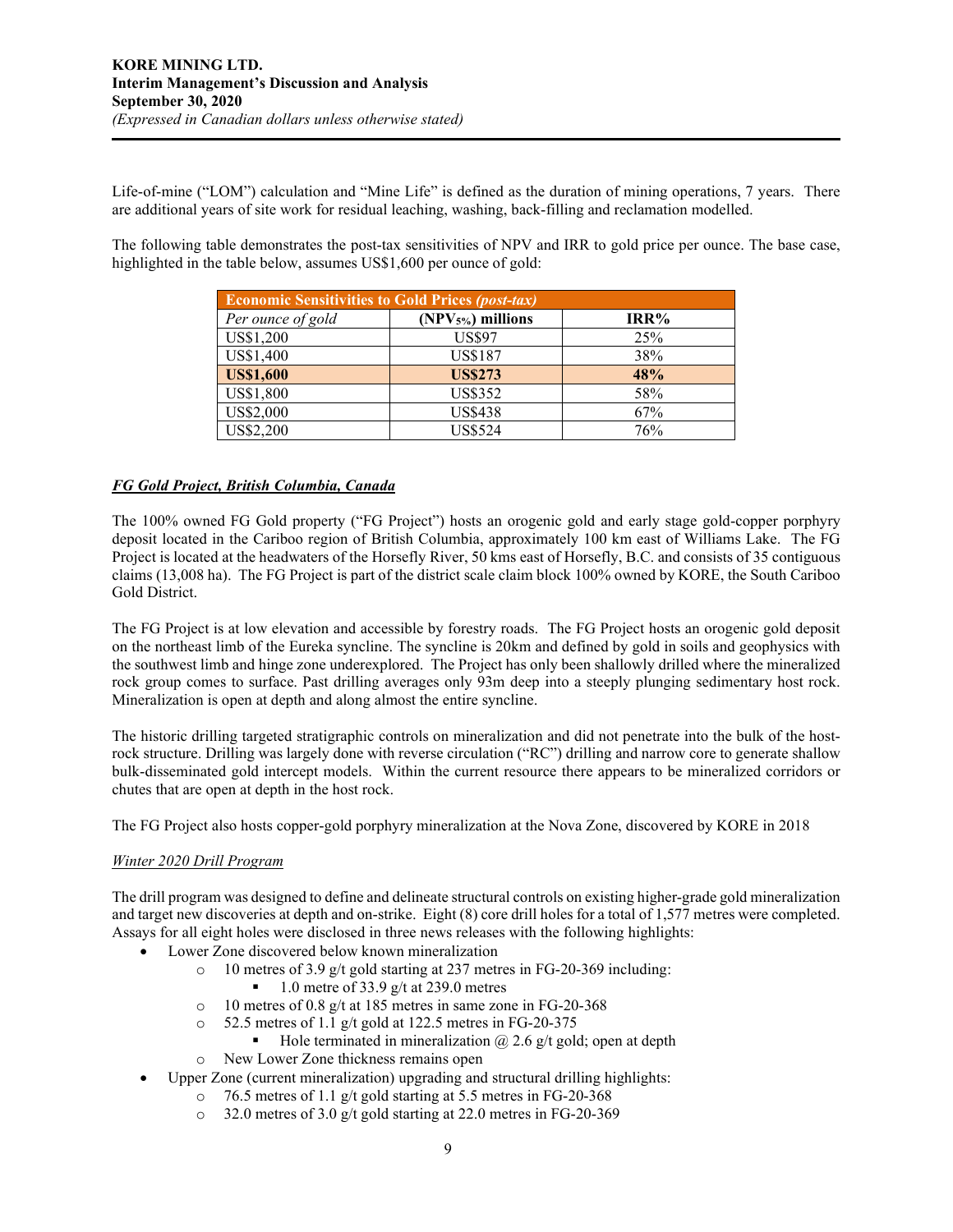Life-of-mine ("LOM") calculation and "Mine Life" is defined as the duration of mining operations, 7 years. There are additional years of site work for residual leaching, washing, back-filling and reclamation modelled.

The following table demonstrates the post-tax sensitivities of NPV and IRR to gold price per ounce. The base case, highlighted in the table below, assumes US$1,600 per ounce of gold:

| **Economic Sensitivities to Gold Prices *(post-tax)*** | | |
|---|---|---|
| *Per ounce of gold* | **($NPV_{5\%}$) millions** | **IRR%** |
| US$1,200 | US$97 | 25% |
| US$1,400 | US$187 | 38% |
| **US$1,600** | **US$273** | **48%** |
| US$1,800 | US$352 | 58% |
| US$2,000 | US$438 | 67% |
| US$2,200 | US$524 | 76% |

### ***FG Gold Project, British Columbia, Canada***

The 100% owned FG Gold property ("FG Project") hosts an orogenic gold and early stage gold-copper porphyry deposit located in the Cariboo region of British Columbia, approximately 100 km east of Williams Lake. The FG Project is located at the headwaters of the Horsefly River, 50 kms east of Horsefly, B.C. and consists of 35 contiguous claims (13,008 ha). The FG Project is part of the district scale claim block 100% owned by KORE, the South Cariboo Gold District.

The FG Project is at low elevation and accessible by forestry roads. The FG Project hosts an orogenic gold deposit on the northeast limb of the Eureka syncline. The syncline is 20km and defined by gold in soils and geophysics with the southwest limb and hinge zone underexplored. The Project has only been shallowly drilled where the mineralized rock group comes to surface. Past drilling averages only 93m deep into a steeply plunging sedimentary host rock. Mineralization is open at depth and along almost the entire syncline.

The historic drilling targeted stratigraphic controls on mineralization and did not penetrate into the bulk of the host-rock structure. Drilling was largely done with reverse circulation ("RC") drilling and narrow core to generate shallow bulk-disseminated gold intercept models. Within the current resource there appears to be mineralized corridors or chutes that are open at depth in the host rock.

The FG Project also hosts copper-gold porphyry mineralization at the Nova Zone, discovered by KORE in 2018

#### *Winter 2020 Drill Program*

The drill program was designed to define and delineate structural controls on existing higher-grade gold mineralization and target new discoveries at depth and on-strike. Eight (8) core drill holes for a total of 1,577 metres were completed. Assays for all eight holes were disclosed in three news releases with the following highlights:

- Lower Zone discovered below known mineralization
  - 10 metres of 3.9 g/t gold starting at 237 metres in FG-20-369 including:
    - 1.0 metre of 33.9 g/t at 239.0 metres
  - 10 metres of 0.8 g/t at 185 metres in same zone in FG-20-368
  - 52.5 metres of 1.1 g/t gold at 122.5 metres in FG-20-375
    - Hole terminated in mineralization @ 2.6 g/t gold; open at depth
  - New Lower Zone thickness remains open
- Upper Zone (current mineralization) upgrading and structural drilling highlights:
  - 76.5 metres of 1.1 g/t gold starting at 5.5 metres in FG-20-368
  - 32.0 metres of 3.0 g/t gold starting at 22.0 metres in FG-20-369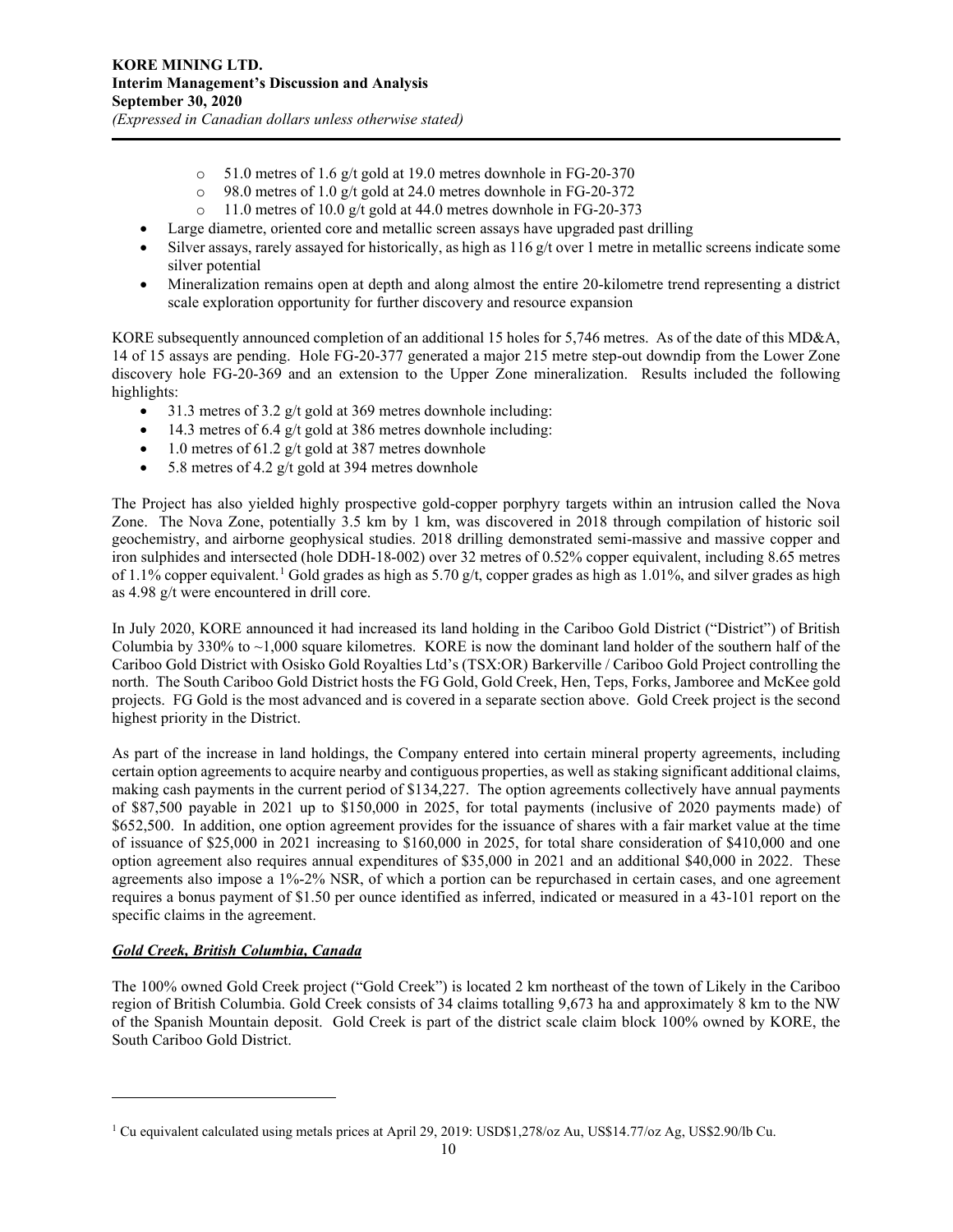- 51.0 metres of 1.6 g/t gold at 19.0 metres downhole in FG-20-370
  - 98.0 metres of 1.0 g/t gold at 24.0 metres downhole in FG-20-372
  - 11.0 metres of 10.0 g/t gold at 44.0 metres downhole in FG-20-373
- Large diametre, oriented core and metallic screen assays have upgraded past drilling
- Silver assays, rarely assayed for historically, as high as 116 g/t over 1 metre in metallic screens indicate some silver potential
- Mineralization remains open at depth and along almost the entire 20-kilometre trend representing a district scale exploration opportunity for further discovery and resource expansion

KORE subsequently announced completion of an additional 15 holes for 5,746 metres. As of the date of this MD&A, 14 of 15 assays are pending. Hole FG-20-377 generated a major 215 metre step-out downdip from the Lower Zone discovery hole FG-20-369 and an extension to the Upper Zone mineralization. Results included the following highlights:

- 31.3 metres of 3.2 g/t gold at 369 metres downhole including:
- 14.3 metres of 6.4 g/t gold at 386 metres downhole including:
- 1.0 metres of 61.2 g/t gold at 387 metres downhole
- 5.8 metres of 4.2 g/t gold at 394 metres downhole

The Project has also yielded highly prospective gold-copper porphyry targets within an intrusion called the Nova Zone. The Nova Zone, potentially 3.5 km by 1 km, was discovered in 2018 through compilation of historic soil geochemistry, and airborne geophysical studies. 2018 drilling demonstrated semi-massive and massive copper and iron sulphides and intersected (hole DDH-18-002) over 32 metres of 0.52% copper equivalent, including 8.65 metres of 1.1% copper equivalent.[1] Gold grades as high as 5.70 g/t, copper grades as high as 1.01%, and silver grades as high as 4.98 g/t were encountered in drill core.

In July 2020, KORE announced it had increased its land holding in the Cariboo Gold District ("District") of British Columbia by 330% to ~1,000 square kilometres. KORE is now the dominant land holder of the southern half of the Cariboo Gold District with Osisko Gold Royalties Ltd's (TSX:OR) Barkerville / Cariboo Gold Project controlling the north. The South Cariboo Gold District hosts the FG Gold, Gold Creek, Hen, Teps, Forks, Jamboree and McKee gold projects. FG Gold is the most advanced and is covered in a separate section above. Gold Creek project is the second highest priority in the District.

As part of the increase in land holdings, the Company entered into certain mineral property agreements, including certain option agreements to acquire nearby and contiguous properties, as well as staking significant additional claims, making cash payments in the current period of $134,227. The option agreements collectively have annual payments of $87,500 payable in 2021 up to $150,000 in 2025, for total payments (inclusive of 2020 payments made) of $652,500. In addition, one option agreement provides for the issuance of shares with a fair market value at the time of issuance of $25,000 in 2021 increasing to $160,000 in 2025, for total share consideration of $410,000 and one option agreement also requires annual expenditures of $35,000 in 2021 and an additional $40,000 in 2022. These agreements also impose a 1%-2% NSR, of which a portion can be repurchased in certain cases, and one agreement requires a bonus payment of $1.50 per ounce identified as inferred, indicated or measured in a 43-101 report on the specific claims in the agreement.

### ***Gold Creek, British Columbia, Canada***

The 100% owned Gold Creek project ("Gold Creek") is located 2 km northeast of the town of Likely in the Cariboo region of British Columbia. Gold Creek consists of 34 claims totalling 9,673 ha and approximately 8 km to the NW of the Spanish Mountain deposit. Gold Creek is part of the district scale claim block 100% owned by KORE, the South Cariboo Gold District.

---

[1] Cu equivalent calculated using metals prices at April 29, 2019: USD$1,278/oz Au, US$14.77/oz Ag, US$2.90/lb Cu.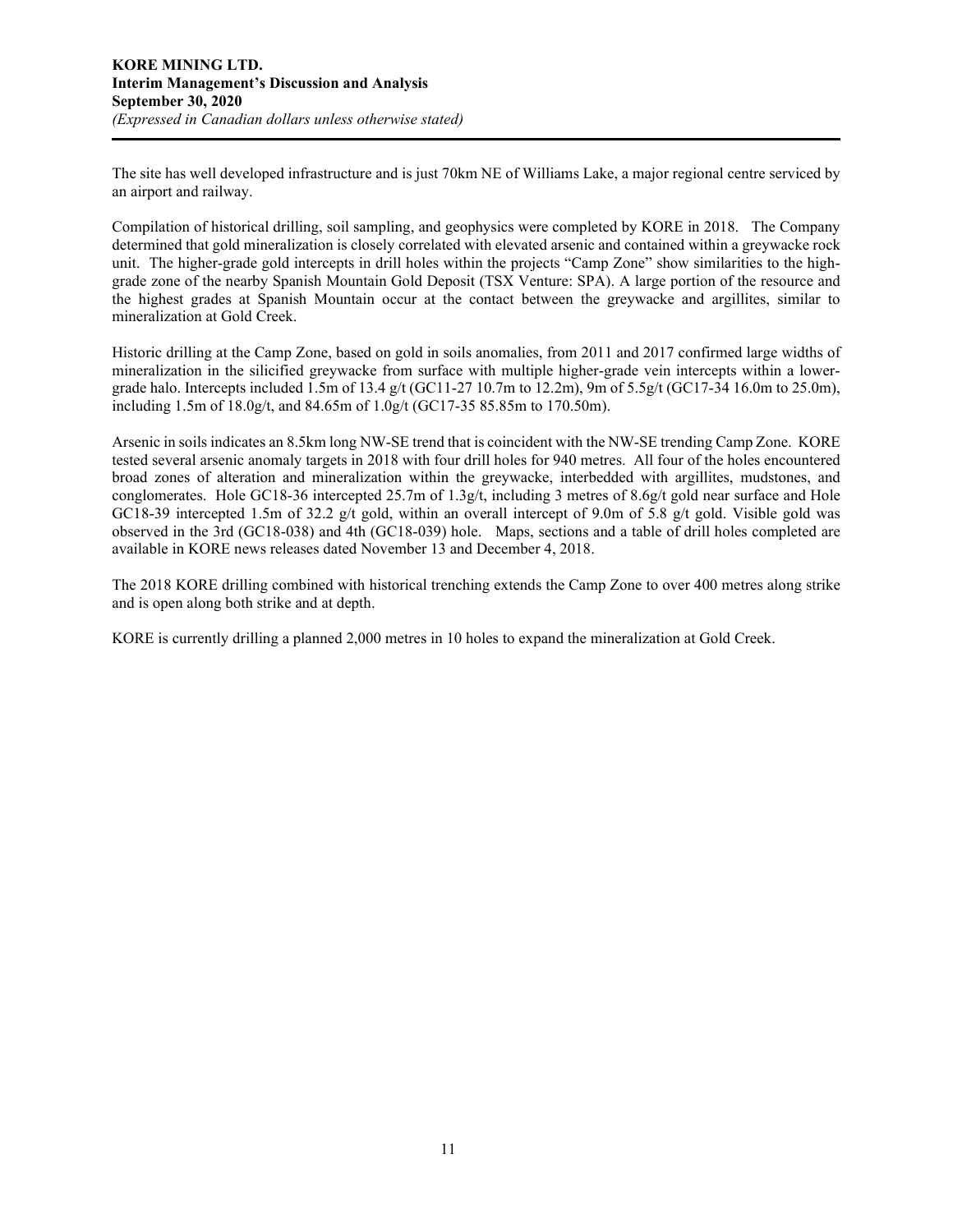The site has well developed infrastructure and is just 70km NE of Williams Lake, a major regional centre serviced by an airport and railway.

Compilation of historical drilling, soil sampling, and geophysics were completed by KORE in 2018. The Company determined that gold mineralization is closely correlated with elevated arsenic and contained within a greywacke rock unit. The higher-grade gold intercepts in drill holes within the projects "Camp Zone" show similarities to the high-grade zone of the nearby Spanish Mountain Gold Deposit (TSX Venture: SPA). A large portion of the resource and the highest grades at Spanish Mountain occur at the contact between the greywacke and argillites, similar to mineralization at Gold Creek.

Historic drilling at the Camp Zone, based on gold in soils anomalies, from 2011 and 2017 confirmed large widths of mineralization in the silicified greywacke from surface with multiple higher-grade vein intercepts within a lower-grade halo. Intercepts included 1.5m of 13.4 g/t (GC11-27 10.7m to 12.2m), 9m of 5.5g/t (GC17-34 16.0m to 25.0m), including 1.5m of 18.0g/t, and 84.65m of 1.0g/t (GC17-35 85.85m to 170.50m).

Arsenic in soils indicates an 8.5km long NW-SE trend that is coincident with the NW-SE trending Camp Zone. KORE tested several arsenic anomaly targets in 2018 with four drill holes for 940 metres. All four of the holes encountered broad zones of alteration and mineralization within the greywacke, interbedded with argillites, mudstones, and conglomerates. Hole GC18-36 intercepted 25.7m of 1.3g/t, including 3 metres of 8.6g/t gold near surface and Hole GC18-39 intercepted 1.5m of 32.2 g/t gold, within an overall intercept of 9.0m of 5.8 g/t gold. Visible gold was observed in the 3rd (GC18-038) and 4th (GC18-039) hole. Maps, sections and a table of drill holes completed are available in KORE news releases dated November 13 and December 4, 2018.

The 2018 KORE drilling combined with historical trenching extends the Camp Zone to over 400 metres along strike and is open along both strike and at depth.

KORE is currently drilling a planned 2,000 metres in 10 holes to expand the mineralization at Gold Creek.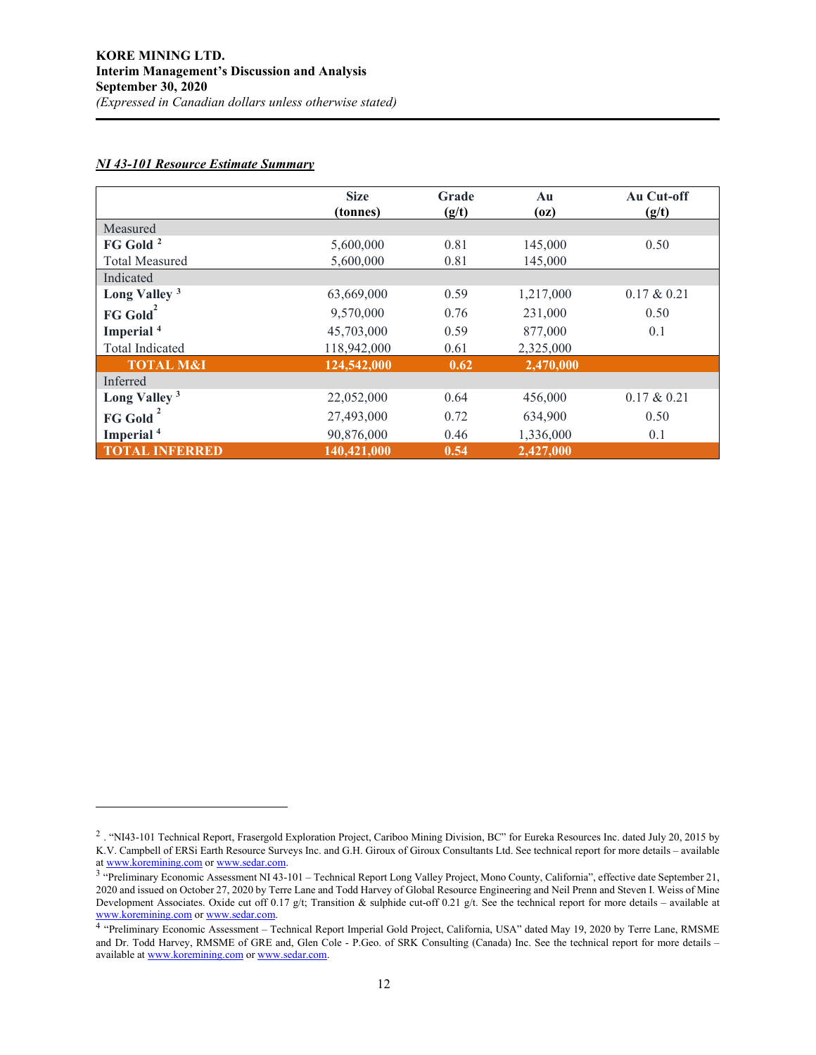***NI 43-101 Resource Estimate Summary***

| | Size (tonnes) | Grade (g/t) | Au (oz) | Au Cut-off (g/t) |
|---|---|---|---|---|
| Measured | | | | |
| **FG Gold** [2] | 5,600,000 | 0.81 | 145,000 | 0.50 |
| Total Measured | 5,600,000 | 0.81 | 145,000 | |
| Indicated | | | | |
| **Long Valley** [3] | 63,669,000 | 0.59 | 1,217,000 | 0.17 & 0.21 |
| **FG Gold** [2] | 9,570,000 | 0.76 | 231,000 | 0.50 |
| **Imperial** [4] | 45,703,000 | 0.59 | 877,000 | 0.1 |
| Total Indicated | 118,942,000 | 0.61 | 2,325,000 | |
| **TOTAL M&I** | **124,542,000** | **0.62** | **2,470,000** | |
| Inferred | | | | |
| **Long Valley** [3] | 22,052,000 | 0.64 | 456,000 | 0.17 & 0.21 |
| **FG Gold** [2] | 27,493,000 | 0.72 | 634,900 | 0.50 |
| **Imperial** [4] | 90,876,000 | 0.46 | 1,336,000 | 0.1 |
| **TOTAL INFERRED** | **140,421,000** | **0.54** | **2,427,000** | |

---

[2] . "NI43-101 Technical Report, Frasergold Exploration Project, Cariboo Mining Division, BC" for Eureka Resources Inc. dated July 20, 2015 by K.V. Campbell of ERSi Earth Resource Surveys Inc. and G.H. Giroux of Giroux Consultants Ltd. See technical report for more details – available at www.koremining.com or www.sedar.com.

[3] "Preliminary Economic Assessment NI 43-101 – Technical Report Long Valley Project, Mono County, California", effective date September 21, 2020 and issued on October 27, 2020 by Terre Lane and Todd Harvey of Global Resource Engineering and Neil Prenn and Steven I. Weiss of Mine Development Associates. Oxide cut off 0.17 g/t; Transition & sulphide cut-off 0.21 g/t. See the technical report for more details – available at www.koremining.com or www.sedar.com.

[4] "Preliminary Economic Assessment – Technical Report Imperial Gold Project, California, USA" dated May 19, 2020 by Terre Lane, RMSME and Dr. Todd Harvey, RMSME of GRE and, Glen Cole - P.Geo. of SRK Consulting (Canada) Inc. See the technical report for more details – available at www.koremining.com or www.sedar.com.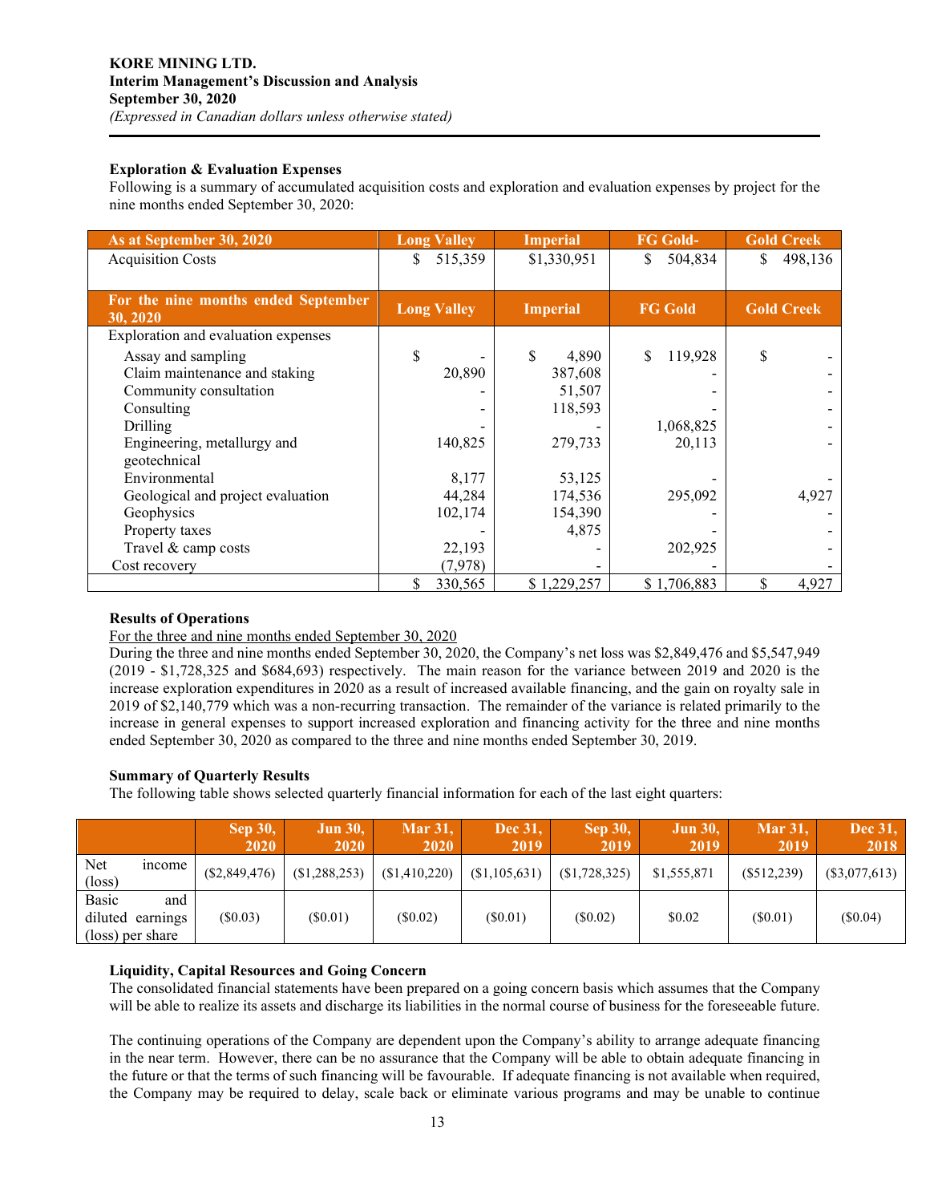**KORE MINING LTD.**
**Interim Management's Discussion and Analysis**
**September 30, 2020**
*(Expressed in Canadian dollars unless otherwise stated)*

**Exploration & Evaluation Expenses**

Following is a summary of accumulated acquisition costs and exploration and evaluation expenses by project for the nine months ended September 30, 2020:

| As at September 30, 2020 | Long Valley | Imperial | FG Gold- | Gold Creek |
|---|---|---|---|---|
| Acquisition Costs | $ 515,359 | $1,330,951 | $ 504,834 | $ 498,136 |

| For the nine months ended September 30, 2020 | Long Valley | Imperial | FG Gold | Gold Creek |
|---|---|---|---|---|
| Exploration and evaluation expenses | | | | |
| Assay and sampling | $ - | $ 4,890 | $ 119,928 | $ - |
| Claim maintenance and staking | 20,890 | 387,608 | - | - |
| Community consultation | - | 51,507 | - | - |
| Consulting | - | 118,593 | - | - |
| Drilling | - | - | 1,068,825 | - |
| Engineering, metallurgy and geotechnical | 140,825 | 279,733 | 20,113 | - |
| Environmental | 8,177 | 53,125 | - | - |
| Geological and project evaluation | 44,284 | 174,536 | 295,092 | 4,927 |
| Geophysics | 102,174 | 154,390 | - | - |
| Property taxes | - | 4,875 | - | - |
| Travel & camp costs | 22,193 | - | 202,925 | - |
| Cost recovery | (7,978) | - | - | - |
| | $ 330,565 | $ 1,229,257 | $ 1,706,883 | $ 4,927 |

**Results of Operations**

For the three and nine months ended September 30, 2020

During the three and nine months ended September 30, 2020, the Company's net loss was $2,849,476 and $5,547,949 (2019 - $1,728,325 and $684,693) respectively. The main reason for the variance between 2019 and 2020 is the increase exploration expenditures in 2020 as a result of increased available financing, and the gain on royalty sale in 2019 of $2,140,779 which was a non-recurring transaction. The remainder of the variance is related primarily to the increase in general expenses to support increased exploration and financing activity for the three and nine months ended September 30, 2020 as compared to the three and nine months ended September 30, 2019.

**Summary of Quarterly Results**

The following table shows selected quarterly financial information for each of the last eight quarters:

| | Sep 30, 2020 | Jun 30, 2020 | Mar 31, 2020 | Dec 31, 2019 | Sep 30, 2019 | Jun 30, 2019 | Mar 31, 2019 | Dec 31, 2018 |
|---|---|---|---|---|---|---|---|---|
| Net income (loss) | ($2,849,476) | ($1,288,253) | ($1,410,220) | ($1,105,631) | ($1,728,325) | $1,555,871 | ($512,239) | ($3,077,613) |
| Basic and diluted earnings (loss) per share | ($0.03) | ($0.01) | ($0.02) | ($0.01) | ($0.02) | $0.02 | ($0.01) | ($0.04) |

**Liquidity, Capital Resources and Going Concern**

The consolidated financial statements have been prepared on a going concern basis which assumes that the Company will be able to realize its assets and discharge its liabilities in the normal course of business for the foreseeable future.

The continuing operations of the Company are dependent upon the Company's ability to arrange adequate financing in the near term. However, there can be no assurance that the Company will be able to obtain adequate financing in the future or that the terms of such financing will be favourable. If adequate financing is not available when required, the Company may be required to delay, scale back or eliminate various programs and may be unable to continue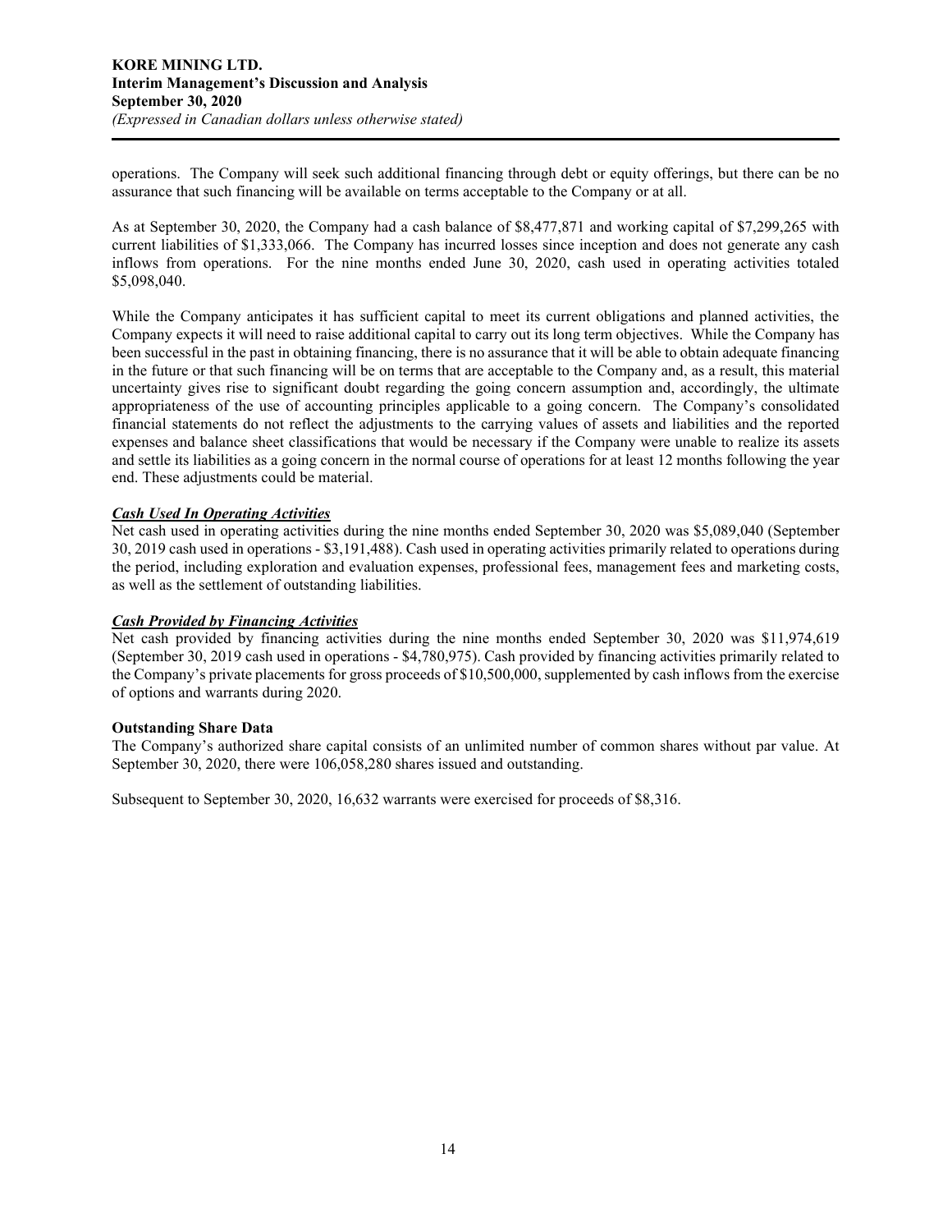operations. The Company will seek such additional financing through debt or equity offerings, but there can be no assurance that such financing will be available on terms acceptable to the Company or at all.

As at September 30, 2020, the Company had a cash balance of $8,477,871 and working capital of $7,299,265 with current liabilities of $1,333,066. The Company has incurred losses since inception and does not generate any cash inflows from operations. For the nine months ended June 30, 2020, cash used in operating activities totaled $5,098,040.

While the Company anticipates it has sufficient capital to meet its current obligations and planned activities, the Company expects it will need to raise additional capital to carry out its long term objectives. While the Company has been successful in the past in obtaining financing, there is no assurance that it will be able to obtain adequate financing in the future or that such financing will be on terms that are acceptable to the Company and, as a result, this material uncertainty gives rise to significant doubt regarding the going concern assumption and, accordingly, the ultimate appropriateness of the use of accounting principles applicable to a going concern. The Company's consolidated financial statements do not reflect the adjustments to the carrying values of assets and liabilities and the reported expenses and balance sheet classifications that would be necessary if the Company were unable to realize its assets and settle its liabilities as a going concern in the normal course of operations for at least 12 months following the year end. These adjustments could be material.

***Cash Used In Operating Activities***

Net cash used in operating activities during the nine months ended September 30, 2020 was $5,089,040 (September 30, 2019 cash used in operations - $3,191,488). Cash used in operating activities primarily related to operations during the period, including exploration and evaluation expenses, professional fees, management fees and marketing costs, as well as the settlement of outstanding liabilities.

***Cash Provided by Financing Activities***

Net cash provided by financing activities during the nine months ended September 30, 2020 was $11,974,619 (September 30, 2019 cash used in operations - $4,780,975). Cash provided by financing activities primarily related to the Company's private placements for gross proceeds of $10,500,000, supplemented by cash inflows from the exercise of options and warrants during 2020.

**Outstanding Share Data**

The Company's authorized share capital consists of an unlimited number of common shares without par value. At September 30, 2020, there were 106,058,280 shares issued and outstanding.

Subsequent to September 30, 2020, 16,632 warrants were exercised for proceeds of $8,316.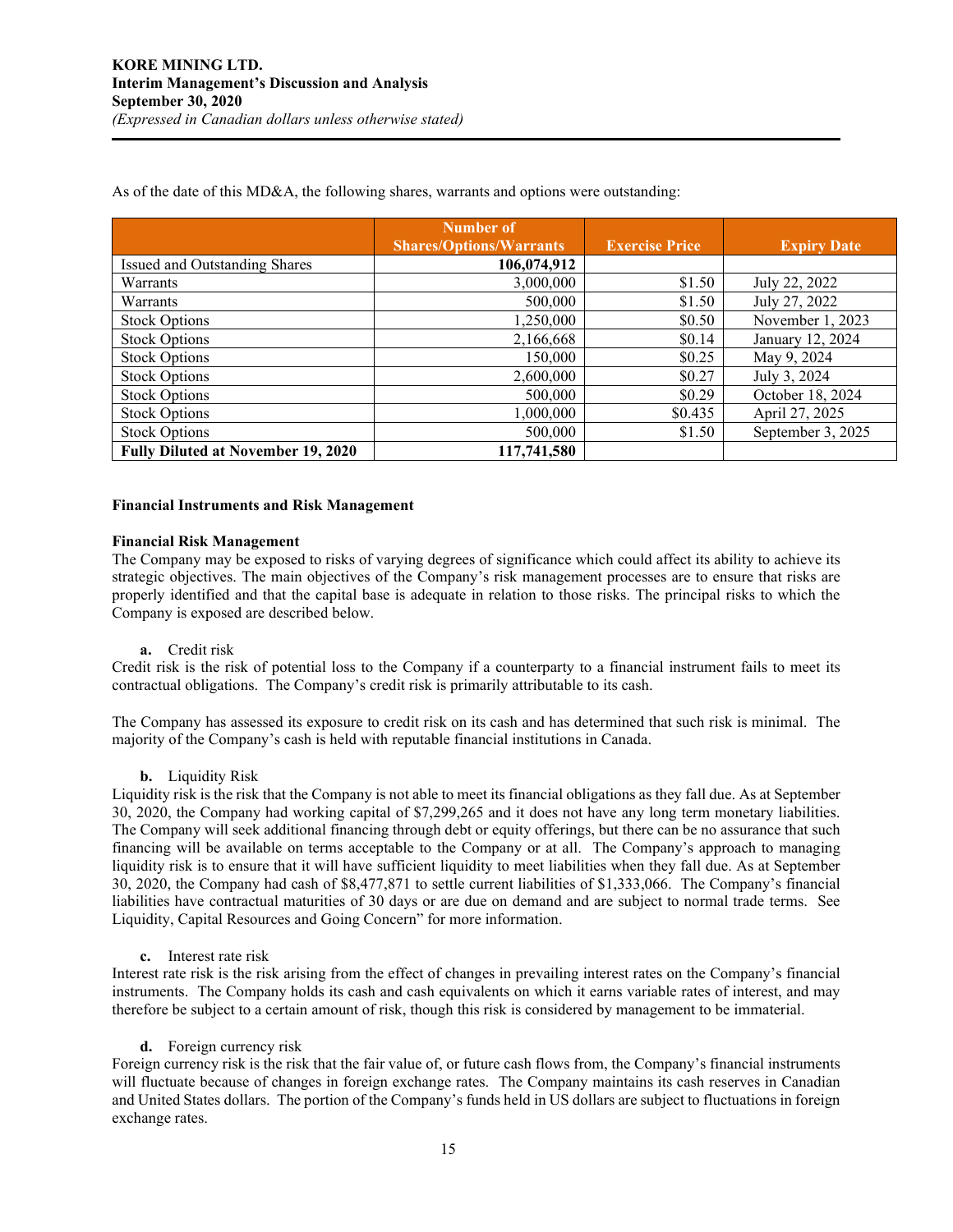As of the date of this MD&A, the following shares, warrants and options were outstanding:

| | Number of Shares/Options/Warrants | Exercise Price | Expiry Date |
|---|---|---|---|
| Issued and Outstanding Shares | **106,074,912** | | |
| Warrants | 3,000,000 | $1.50 | July 22, 2022 |
| Warrants | 500,000 | $1.50 | July 27, 2022 |
| Stock Options | 1,250,000 | $0.50 | November 1, 2023 |
| Stock Options | 2,166,668 | $0.14 | January 12, 2024 |
| Stock Options | 150,000 | $0.25 | May 9, 2024 |
| Stock Options | 2,600,000 | $0.27 | July 3, 2024 |
| Stock Options | 500,000 | $0.29 | October 18, 2024 |
| Stock Options | 1,000,000 | $0.435 | April 27, 2025 |
| Stock Options | 500,000 | $1.50 | September 3, 2025 |
| **Fully Diluted at November 19, 2020** | **117,741,580** | | |

**Financial Instruments and Risk Management**

**Financial Risk Management**

The Company may be exposed to risks of varying degrees of significance which could affect its ability to achieve its strategic objectives. The main objectives of the Company's risk management processes are to ensure that risks are properly identified and that the capital base is adequate in relation to those risks. The principal risks to which the Company is exposed are described below.

**a.** Credit risk

Credit risk is the risk of potential loss to the Company if a counterparty to a financial instrument fails to meet its contractual obligations. The Company's credit risk is primarily attributable to its cash.

The Company has assessed its exposure to credit risk on its cash and has determined that such risk is minimal. The majority of the Company's cash is held with reputable financial institutions in Canada.

**b.** Liquidity Risk

Liquidity risk is the risk that the Company is not able to meet its financial obligations as they fall due. As at September 30, 2020, the Company had working capital of $7,299,265 and it does not have any long term monetary liabilities. The Company will seek additional financing through debt or equity offerings, but there can be no assurance that such financing will be available on terms acceptable to the Company or at all. The Company's approach to managing liquidity risk is to ensure that it will have sufficient liquidity to meet liabilities when they fall due. As at September 30, 2020, the Company had cash of $8,477,871 to settle current liabilities of $1,333,066. The Company's financial liabilities have contractual maturities of 30 days or are due on demand and are subject to normal trade terms. See Liquidity, Capital Resources and Going Concern" for more information.

**c.** Interest rate risk

Interest rate risk is the risk arising from the effect of changes in prevailing interest rates on the Company's financial instruments. The Company holds its cash and cash equivalents on which it earns variable rates of interest, and may therefore be subject to a certain amount of risk, though this risk is considered by management to be immaterial.

**d.** Foreign currency risk

Foreign currency risk is the risk that the fair value of, or future cash flows from, the Company's financial instruments will fluctuate because of changes in foreign exchange rates. The Company maintains its cash reserves in Canadian and United States dollars. The portion of the Company's funds held in US dollars are subject to fluctuations in foreign exchange rates.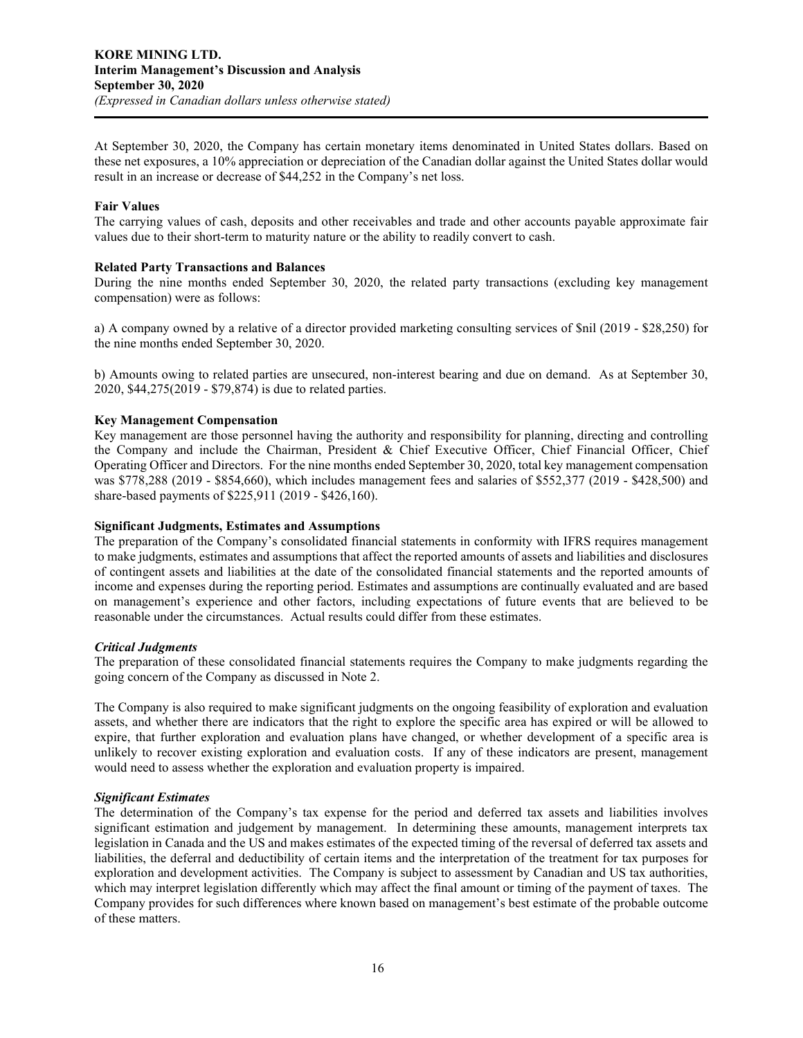At September 30, 2020, the Company has certain monetary items denominated in United States dollars. Based on these net exposures, a 10% appreciation or depreciation of the Canadian dollar against the United States dollar would result in an increase or decrease of $44,252 in the Company's net loss.

**Fair Values**

The carrying values of cash, deposits and other receivables and trade and other accounts payable approximate fair values due to their short-term to maturity nature or the ability to readily convert to cash.

**Related Party Transactions and Balances**

During the nine months ended September 30, 2020, the related party transactions (excluding key management compensation) were as follows:

a) A company owned by a relative of a director provided marketing consulting services of $nil (2019 - $28,250) for the nine months ended September 30, 2020.

b) Amounts owing to related parties are unsecured, non-interest bearing and due on demand. As at September 30, 2020, $44,275(2019 - $79,874) is due to related parties.

**Key Management Compensation**

Key management are those personnel having the authority and responsibility for planning, directing and controlling the Company and include the Chairman, President & Chief Executive Officer, Chief Financial Officer, Chief Operating Officer and Directors. For the nine months ended September 30, 2020, total key management compensation was $778,288 (2019 - $854,660), which includes management fees and salaries of $552,377 (2019 - $428,500) and share-based payments of $225,911 (2019 - $426,160).

**Significant Judgments, Estimates and Assumptions**

The preparation of the Company's consolidated financial statements in conformity with IFRS requires management to make judgments, estimates and assumptions that affect the reported amounts of assets and liabilities and disclosures of contingent assets and liabilities at the date of the consolidated financial statements and the reported amounts of income and expenses during the reporting period. Estimates and assumptions are continually evaluated and are based on management's experience and other factors, including expectations of future events that are believed to be reasonable under the circumstances. Actual results could differ from these estimates.

***Critical Judgments***

The preparation of these consolidated financial statements requires the Company to make judgments regarding the going concern of the Company as discussed in Note 2.

The Company is also required to make significant judgments on the ongoing feasibility of exploration and evaluation assets, and whether there are indicators that the right to explore the specific area has expired or will be allowed to expire, that further exploration and evaluation plans have changed, or whether development of a specific area is unlikely to recover existing exploration and evaluation costs. If any of these indicators are present, management would need to assess whether the exploration and evaluation property is impaired.

***Significant Estimates***

The determination of the Company's tax expense for the period and deferred tax assets and liabilities involves significant estimation and judgement by management. In determining these amounts, management interprets tax legislation in Canada and the US and makes estimates of the expected timing of the reversal of deferred tax assets and liabilities, the deferral and deductibility of certain items and the interpretation of the treatment for tax purposes for exploration and development activities. The Company is subject to assessment by Canadian and US tax authorities, which may interpret legislation differently which may affect the final amount or timing of the payment of taxes. The Company provides for such differences where known based on management's best estimate of the probable outcome of these matters.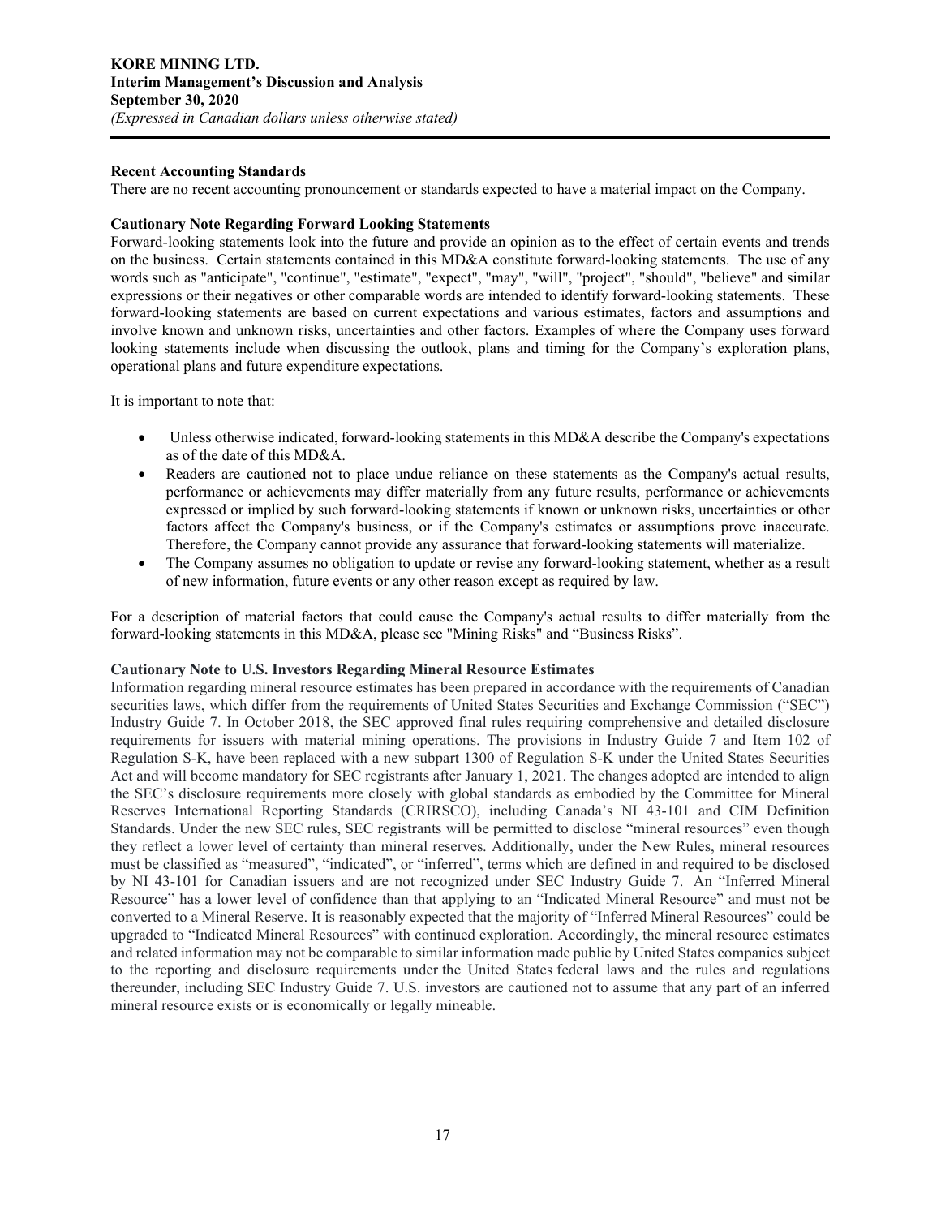### Recent Accounting Standards

There are no recent accounting pronouncement or standards expected to have a material impact on the Company.

### Cautionary Note Regarding Forward Looking Statements

Forward-looking statements look into the future and provide an opinion as to the effect of certain events and trends on the business. Certain statements contained in this MD&A constitute forward-looking statements. The use of any words such as "anticipate", "continue", "estimate", "expect", "may", "will", "project", "should", "believe" and similar expressions or their negatives or other comparable words are intended to identify forward-looking statements. These forward-looking statements are based on current expectations and various estimates, factors and assumptions and involve known and unknown risks, uncertainties and other factors. Examples of where the Company uses forward looking statements include when discussing the outlook, plans and timing for the Company's exploration plans, operational plans and future expenditure expectations.

It is important to note that:

- Unless otherwise indicated, forward-looking statements in this MD&A describe the Company's expectations as of the date of this MD&A.
- Readers are cautioned not to place undue reliance on these statements as the Company's actual results, performance or achievements may differ materially from any future results, performance or achievements expressed or implied by such forward-looking statements if known or unknown risks, uncertainties or other factors affect the Company's business, or if the Company's estimates or assumptions prove inaccurate. Therefore, the Company cannot provide any assurance that forward-looking statements will materialize.
- The Company assumes no obligation to update or revise any forward-looking statement, whether as a result of new information, future events or any other reason except as required by law.

For a description of material factors that could cause the Company's actual results to differ materially from the forward-looking statements in this MD&A, please see "Mining Risks" and "Business Risks".

### Cautionary Note to U.S. Investors Regarding Mineral Resource Estimates

Information regarding mineral resource estimates has been prepared in accordance with the requirements of Canadian securities laws, which differ from the requirements of United States Securities and Exchange Commission ("SEC") Industry Guide 7. In October 2018, the SEC approved final rules requiring comprehensive and detailed disclosure requirements for issuers with material mining operations. The provisions in Industry Guide 7 and Item 102 of Regulation S-K, have been replaced with a new subpart 1300 of Regulation S-K under the United States Securities Act and will become mandatory for SEC registrants after January 1, 2021. The changes adopted are intended to align the SEC's disclosure requirements more closely with global standards as embodied by the Committee for Mineral Reserves International Reporting Standards (CRIRSCO), including Canada's NI 43-101 and CIM Definition Standards. Under the new SEC rules, SEC registrants will be permitted to disclose "mineral resources" even though they reflect a lower level of certainty than mineral reserves. Additionally, under the New Rules, mineral resources must be classified as "measured", "indicated", or "inferred", terms which are defined in and required to be disclosed by NI 43-101 for Canadian issuers and are not recognized under SEC Industry Guide 7. An "Inferred Mineral Resource" has a lower level of confidence than that applying to an "Indicated Mineral Resource" and must not be converted to a Mineral Reserve. It is reasonably expected that the majority of "Inferred Mineral Resources" could be upgraded to "Indicated Mineral Resources" with continued exploration. Accordingly, the mineral resource estimates and related information may not be comparable to similar information made public by United States companies subject to the reporting and disclosure requirements under the United States federal laws and the rules and regulations thereunder, including SEC Industry Guide 7. U.S. investors are cautioned not to assume that any part of an inferred mineral resource exists or is economically or legally mineable.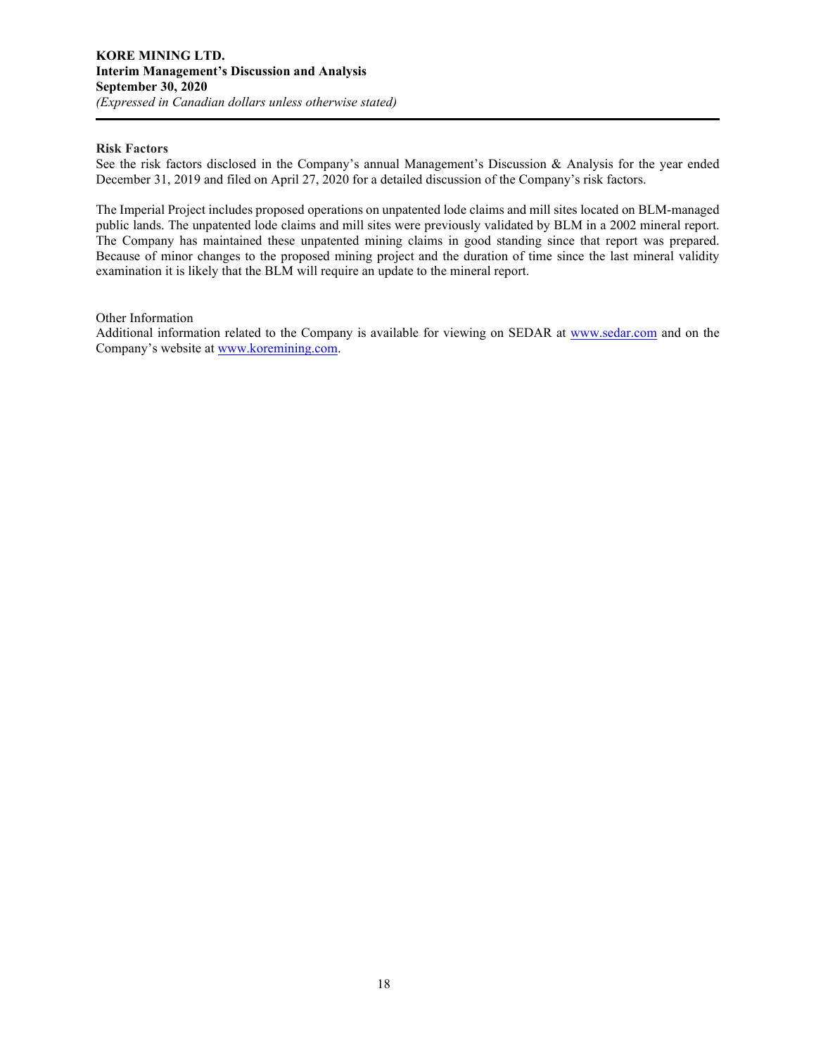**Risk Factors**

See the risk factors disclosed in the Company's annual Management's Discussion & Analysis for the year ended December 31, 2019 and filed on April 27, 2020 for a detailed discussion of the Company's risk factors.

The Imperial Project includes proposed operations on unpatented lode claims and mill sites located on BLM-managed public lands. The unpatented lode claims and mill sites were previously validated by BLM in a 2002 mineral report. The Company has maintained these unpatented mining claims in good standing since that report was prepared. Because of minor changes to the proposed mining project and the duration of time since the last mineral validity examination it is likely that the BLM will require an update to the mineral report.

Other Information

Additional information related to the Company is available for viewing on SEDAR at www.sedar.com and on the Company's website at www.koremining.com.